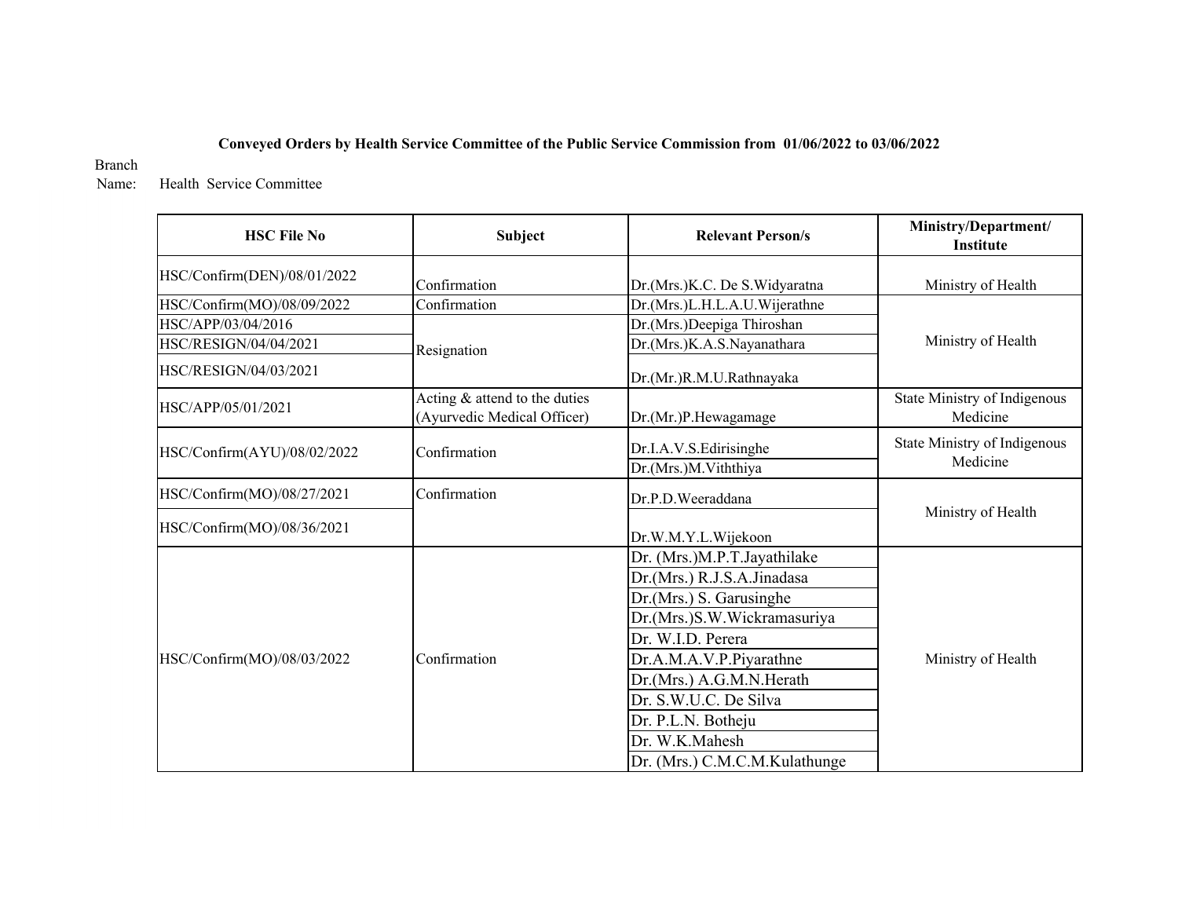**Conveyed Orders by Health Service Committee of the Public Service Commission from 01/06/2022 to 03/06/2022**

Branch Name: Health Service Committee

| HSC File No | Subject | Relevant Person/s | Ministry/Department/ Institute |
|---|---|---|---|
| HSC/Confirm(DEN)/08/01/2022 | Confirmation | Dr.(Mrs.)K.C. De S.Widyaratna | Ministry of Health |
| HSC/Confirm(MO)/08/09/2022 | Confirmation | Dr.(Mrs.)L.H.L.A.U.Wijerathne | Ministry of Health |
| HSC/APP/03/04/2016 | Resignation | Dr.(Mrs.)Deepiga Thiroshan | |
| HSC/RESIGN/04/04/2021 | | Dr.(Mrs.)K.A.S.Nayanathara | |
| HSC/RESIGN/04/03/2021 | | Dr.(Mr.)R.M.U.Rathnayaka | |
| HSC/APP/05/01/2021 | Acting & attend to the duties (Ayurvedic Medical Officer) | Dr.(Mr.)P.Hewagamage | State Ministry of Indigenous Medicine |
| HSC/Confirm(AYU)/08/02/2022 | Confirmation | Dr.I.A.V.S.Edirisinghe | State Ministry of Indigenous Medicine |
| | | Dr.(Mrs.)M.Viththiya | |
| HSC/Confirm(MO)/08/27/2021 | Confirmation | Dr.P.D.Weeraddana | Ministry of Health |
| HSC/Confirm(MO)/08/36/2021 | | Dr.W.M.Y.L.Wijekoon | |
| HSC/Confirm(MO)/08/03/2022 | Confirmation | Dr. (Mrs.)M.P.T.Jayathilake | Ministry of Health |
| | | Dr.(Mrs.) R.J.S.A.Jinadasa | |
| | | Dr.(Mrs.) S. Garusinghe | |
| | | Dr.(Mrs.)S.W.Wickramasuriya | |
| | | Dr. W.I.D. Perera | |
| | | Dr.A.M.A.V.P.Piyarathne | |
| | | Dr.(Mrs.) A.G.M.N.Herath | |
| | | Dr. S.W.U.C. De Silva | |
| | | Dr. P.L.N. Botheju | |
| | | Dr. W.K.Mahesh | |
| | | Dr. (Mrs.) C.M.C.M.Kulathunge | |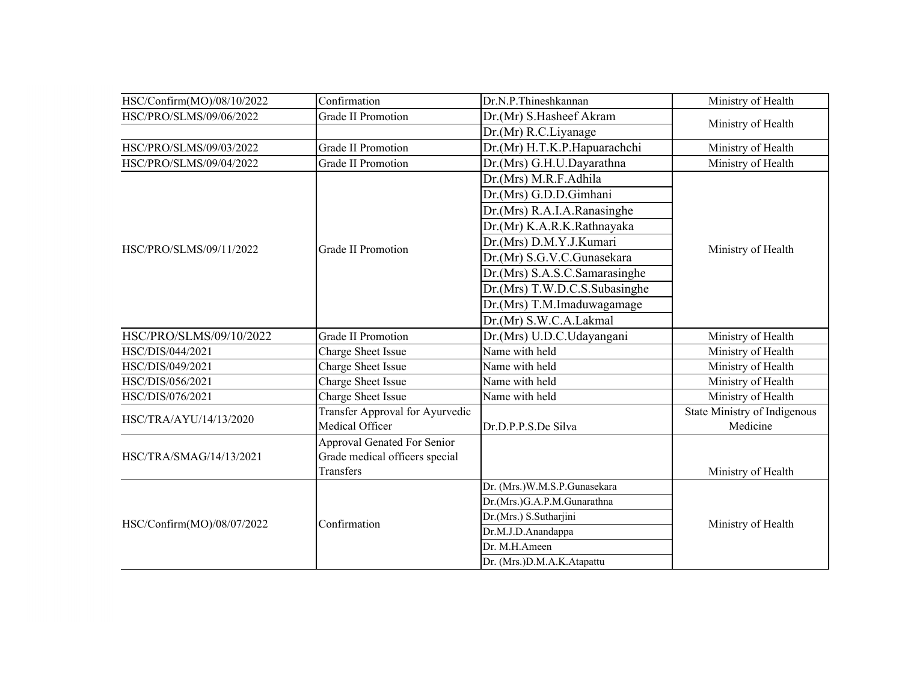| | | | |
|---|---|---|---|
| HSC/Confirm(MO)/08/10/2022 | Confirmation | Dr.N.P.Thineshkannan | Ministry of Health |
| HSC/PRO/SLMS/09/06/2022 | Grade II Promotion | Dr.(Mr) S.Hasheef Akram | Ministry of Health |
| | | Dr.(Mr) R.C.Liyanage | |
| HSC/PRO/SLMS/09/03/2022 | Grade II Promotion | Dr.(Mr) H.T.K.P.Hapuarachchi | Ministry of Health |
| HSC/PRO/SLMS/09/04/2022 | Grade II Promotion | Dr.(Mrs) G.H.U.Dayarathna | Ministry of Health |
| HSC/PRO/SLMS/09/11/2022 | Grade II Promotion | Dr.(Mrs) M.R.F.Adhila | Ministry of Health |
| | | Dr.(Mrs) G.D.D.Gimhani | |
| | | Dr.(Mrs) R.A.I.A.Ranasinghe | |
| | | Dr.(Mr) K.A.R.K.Rathnayaka | |
| | | Dr.(Mrs) D.M.Y.J.Kumari | |
| | | Dr.(Mr) S.G.V.C.Gunasekara | |
| | | Dr.(Mrs) S.A.S.C.Samarasinghe | |
| | | Dr.(Mrs) T.W.D.C.S.Subasinghe | |
| | | Dr.(Mrs) T.M.Imaduwagamage | |
| | | Dr.(Mr) S.W.C.A.Lakmal | |
| HSC/PRO/SLMS/09/10/2022 | Grade II Promotion | Dr.(Mrs) U.D.C.Udayangani | Ministry of Health |
| HSC/DIS/044/2021 | Charge Sheet Issue | Name with held | Ministry of Health |
| HSC/DIS/049/2021 | Charge Sheet Issue | Name with held | Ministry of Health |
| HSC/DIS/056/2021 | Charge Sheet Issue | Name with held | Ministry of Health |
| HSC/DIS/076/2021 | Charge Sheet Issue | Name with held | Ministry of Health |
| HSC/TRA/AYU/14/13/2020 | Transfer Approval for Ayurvedic Medical Officer | Dr.D.P.P.S.De Silva | State Ministry of Indigenous Medicine |
| HSC/TRA/SMAG/14/13/2021 | Approval Genated For Senior Grade medical officers special Transfers | | Ministry of Health |
| HSC/Confirm(MO)/08/07/2022 | Confirmation | Dr. (Mrs.)W.M.S.P.Gunasekara | Ministry of Health |
| | | Dr.(Mrs.)G.A.P.M.Gunarathna | |
| | | Dr.(Mrs.) S.Sutharjini | |
| | | Dr.M.J.D.Anandappa | |
| | | Dr. M.H.Ameen | |
| | | Dr. (Mrs.)D.M.A.K.Atapattu | |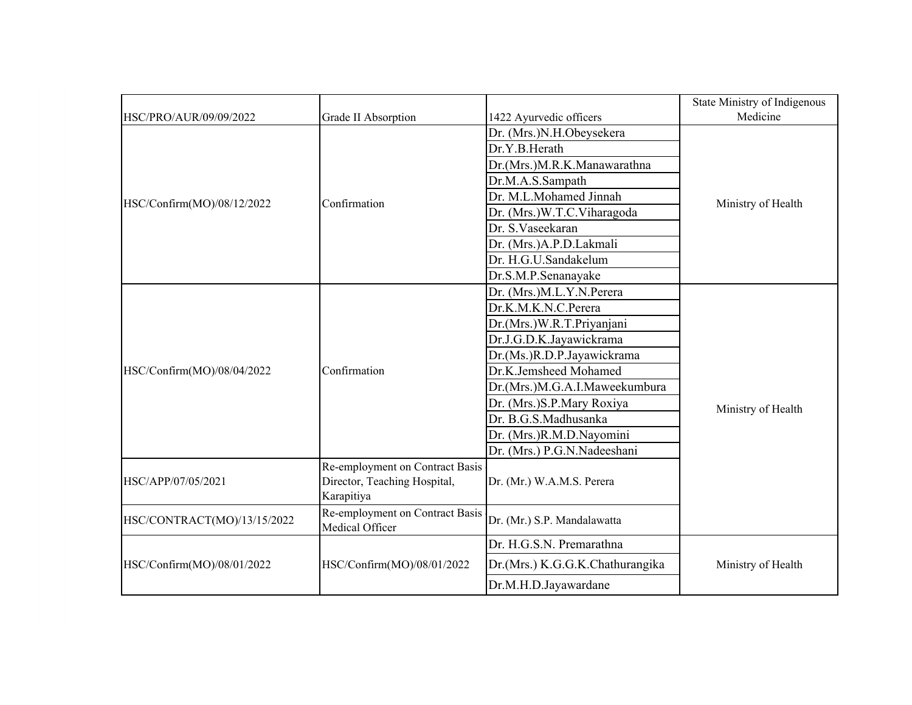| HSC/PRO/AUR/09/09/2022 | Grade II Absorption | 1422 Ayurvedic officers | State Ministry of Indigenous Medicine |
|---|---|---|---|
| HSC/Confirm(MO)/08/12/2022 | Confirmation | Dr. (Mrs.)N.H.Obeysekera | Ministry of Health |
| | | Dr.Y.B.Herath | |
| | | Dr.(Mrs.)M.R.K.Manawarathna | |
| | | Dr.M.A.S.Sampath | |
| | | Dr. M.L.Mohamed Jinnah | |
| | | Dr. (Mrs.)W.T.C.Viharagoda | |
| | | Dr. S.Vaseekaran | |
| | | Dr. (Mrs.)A.P.D.Lakmali | |
| | | Dr. H.G.U.Sandakelum | |
| | | Dr.S.M.P.Senanayake | |
| HSC/Confirm(MO)/08/04/2022 | Confirmation | Dr. (Mrs.)M.L.Y.N.Perera | Ministry of Health |
| | | Dr.K.M.K.N.C.Perera | |
| | | Dr.(Mrs.)W.R.T.Priyanjani | |
| | | Dr.J.G.D.K.Jayawickrama | |
| | | Dr.(Ms.)R.D.P.Jayawickrama | |
| | | Dr.K.Jemsheed Mohamed | |
| | | Dr.(Mrs.)M.G.A.I.Maweekumbura | |
| | | Dr. (Mrs.)S.P.Mary Roxiya | |
| | | Dr. B.G.S.Madhusanka | |
| | | Dr. (Mrs.)R.M.D.Nayomini | |
| | | Dr. (Mrs.) P.G.N.Nadeeshani | |
| HSC/APP/07/05/2021 | Re-employment on Contract Basis Director, Teaching Hospital, Karapitiya | Dr. (Mr.) W.A.M.S. Perera | |
| HSC/CONTRACT(MO)/13/15/2022 | Re-employment on Contract Basis Medical Officer | Dr. (Mr.) S.P. Mandalawatta | |
| HSC/Confirm(MO)/08/01/2022 | HSC/Confirm(MO)/08/01/2022 | Dr. H.G.S.N. Premarathna | Ministry of Health |
| | | Dr.(Mrs.) K.G.G.K.Chathurangika | |
| | | Dr.M.H.D.Jayawardane | |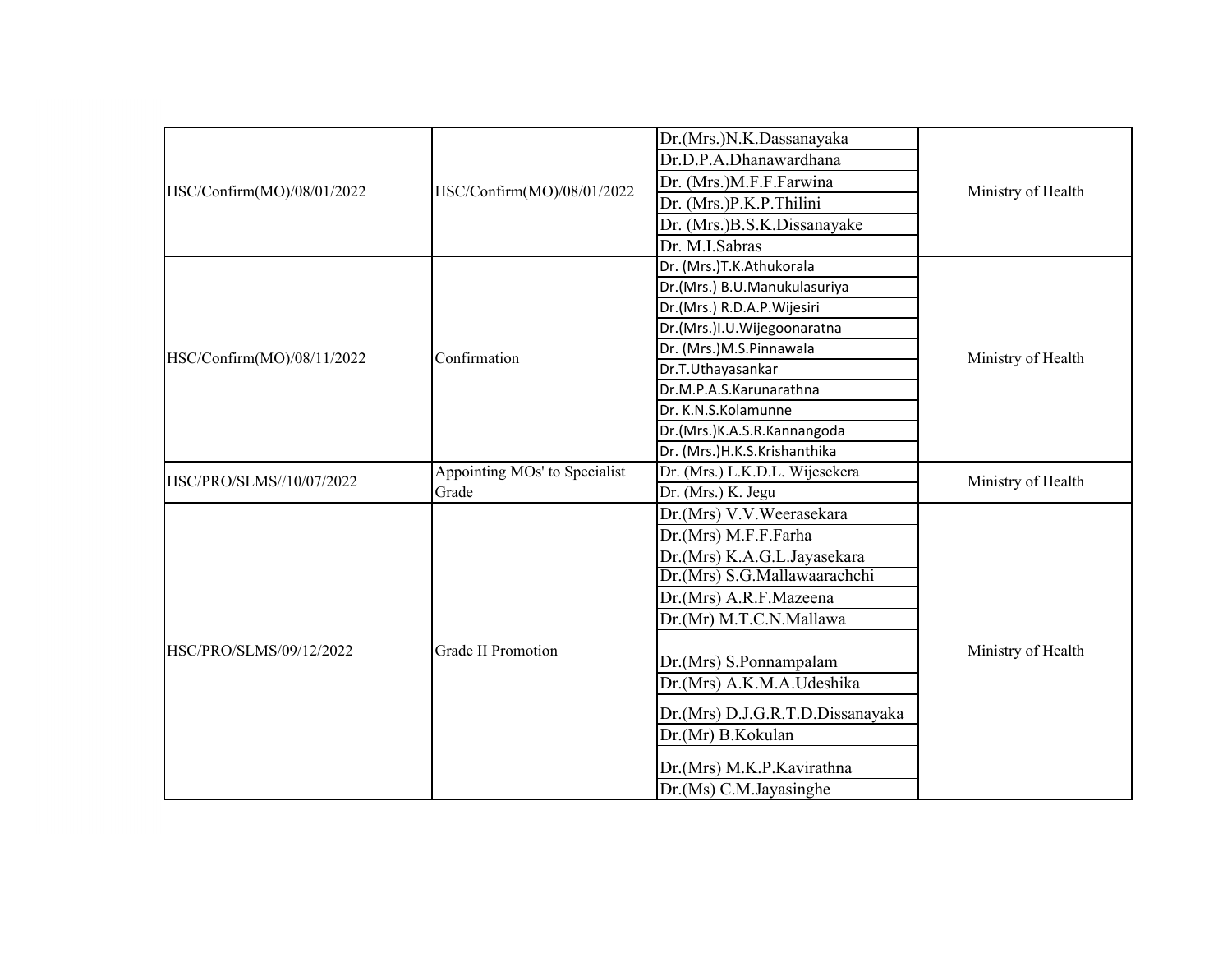| | | | |
|---|---|---|---|
| HSC/Confirm(MO)/08/01/2022 | HSC/Confirm(MO)/08/01/2022 | Dr.(Mrs.)N.K.Dassanayaka | Ministry of Health |
| | | Dr.D.P.A.Dhanawardhana | |
| | | Dr. (Mrs.)M.F.F.Farwina | |
| | | Dr. (Mrs.)P.K.P.Thilini | |
| | | Dr. (Mrs.)B.S.K.Dissanayake | |
| | | Dr. M.I.Sabras | |
| HSC/Confirm(MO)/08/11/2022 | Confirmation | Dr. (Mrs.)T.K.Athukorala | Ministry of Health |
| | | Dr.(Mrs.) B.U.Manukulasuriya | |
| | | Dr.(Mrs.) R.D.A.P.Wijesiri | |
| | | Dr.(Mrs.)I.U.Wijegoonaratna | |
| | | Dr. (Mrs.)M.S.Pinnawala | |
| | | Dr.T.Uthayasankar | |
| | | Dr.M.P.A.S.Karunarathna | |
| | | Dr. K.N.S.Kolamunne | |
| | | Dr.(Mrs.)K.A.S.R.Kannangoda | |
| | | Dr. (Mrs.)H.K.S.Krishanthika | |
| HSC/PRO/SLMS//10/07/2022 | Appointing MOs' to Specialist Grade | Dr. (Mrs.) L.K.D.L. Wijesekera | Ministry of Health |
| | | Dr. (Mrs.) K. Jegu | |
| HSC/PRO/SLMS/09/12/2022 | Grade II Promotion | Dr.(Mrs) V.V.Weerasekara | Ministry of Health |
| | | Dr.(Mrs) M.F.F.Farha | |
| | | Dr.(Mrs) K.A.G.L.Jayasekara | |
| | | Dr.(Mrs) S.G.Mallawaarachchi | |
| | | Dr.(Mrs) A.R.F.Mazeena | |
| | | Dr.(Mr) M.T.C.N.Mallawa | |
| | | Dr.(Mrs) S.Ponnampalam | |
| | | Dr.(Mrs) A.K.M.A.Udeshika | |
| | | Dr.(Mrs) D.J.G.R.T.D.Dissanayaka | |
| | | Dr.(Mr) B.Kokulan | |
| | | Dr.(Mrs) M.K.P.Kavirathna | |
| | | Dr.(Ms) C.M.Jayasinghe | |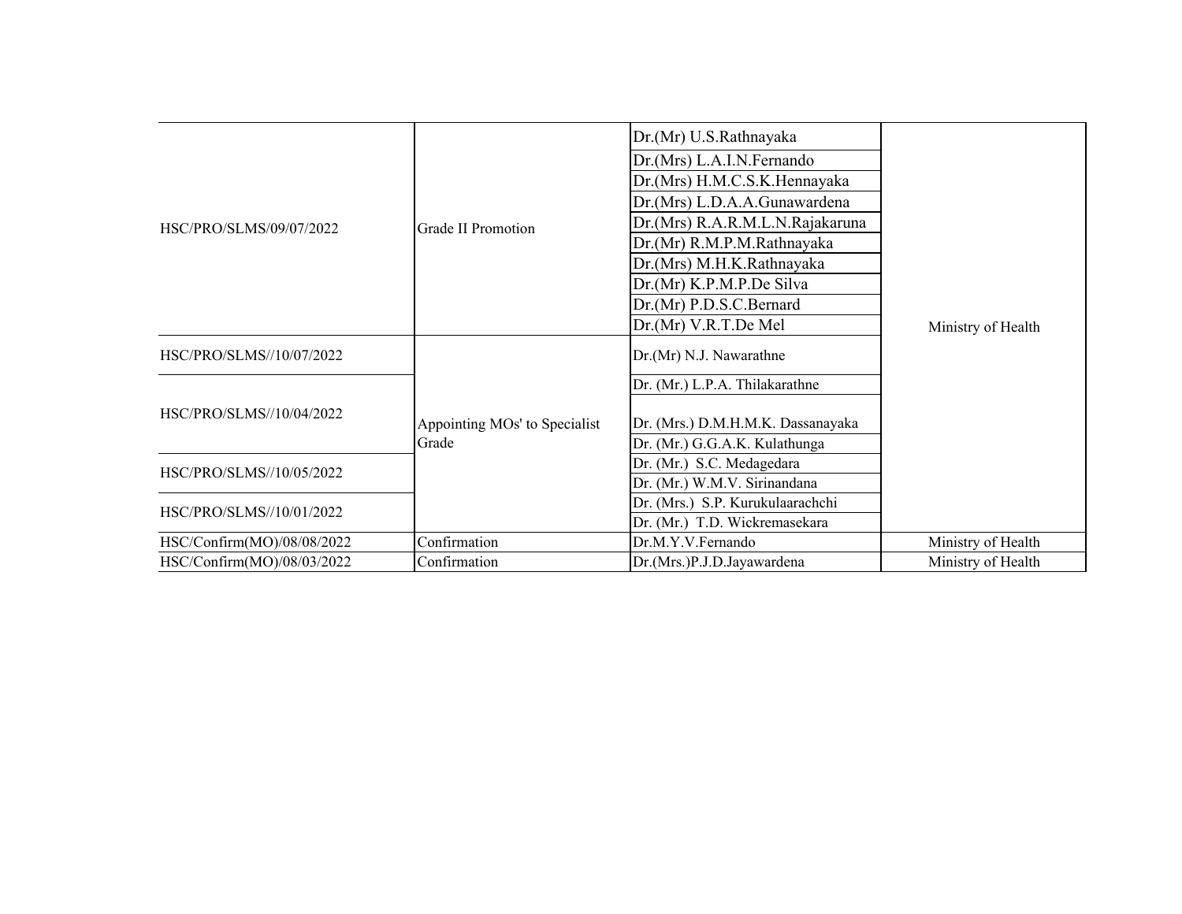| | | | |
|---|---|---|---|
| HSC/PRO/SLMS/09/07/2022 | Grade II Promotion | Dr.(Mr) U.S.Rathnayaka | Ministry of Health |
| | | Dr.(Mrs) L.A.I.N.Fernando | |
| | | Dr.(Mrs) H.M.C.S.K.Hennayaka | |
| | | Dr.(Mrs) L.D.A.A.Gunawardena | |
| | | Dr.(Mrs) R.A.R.M.L.N.Rajakaruna | |
| | | Dr.(Mr) R.M.P.M.Rathnayaka | |
| | | Dr.(Mrs) M.H.K.Rathnayaka | |
| | | Dr.(Mr) K.P.M.P.De Silva | |
| | | Dr.(Mr) P.D.S.C.Bernard | |
| | | Dr.(Mr) V.R.T.De Mel | |
| HSC/PRO/SLMS//10/07/2022 | Appointing MOs' to Specialist Grade | Dr.(Mr) N.J. Nawarathne | |
| HSC/PRO/SLMS//10/04/2022 | | Dr. (Mr.) L.P.A. Thilakarathne | |
| | | Dr. (Mrs.) D.M.H.M.K. Dassanayaka | |
| | | Dr. (Mr.) G.G.A.K. Kulathunga | |
| HSC/PRO/SLMS//10/05/2022 | | Dr. (Mr.) S.C. Medagedara | |
| | | Dr. (Mr.) W.M.V. Sirinandana | |
| HSC/PRO/SLMS//10/01/2022 | | Dr. (Mrs.) S.P. Kurukulaarachchi | |
| | | Dr. (Mr.) T.D. Wickremasekara | |
| HSC/Confirm(MO)/08/08/2022 | Confirmation | Dr.M.Y.V.Fernando | Ministry of Health |
| HSC/Confirm(MO)/08/03/2022 | Confirmation | Dr.(Mrs.)P.J.D.Jayawardena | Ministry of Health |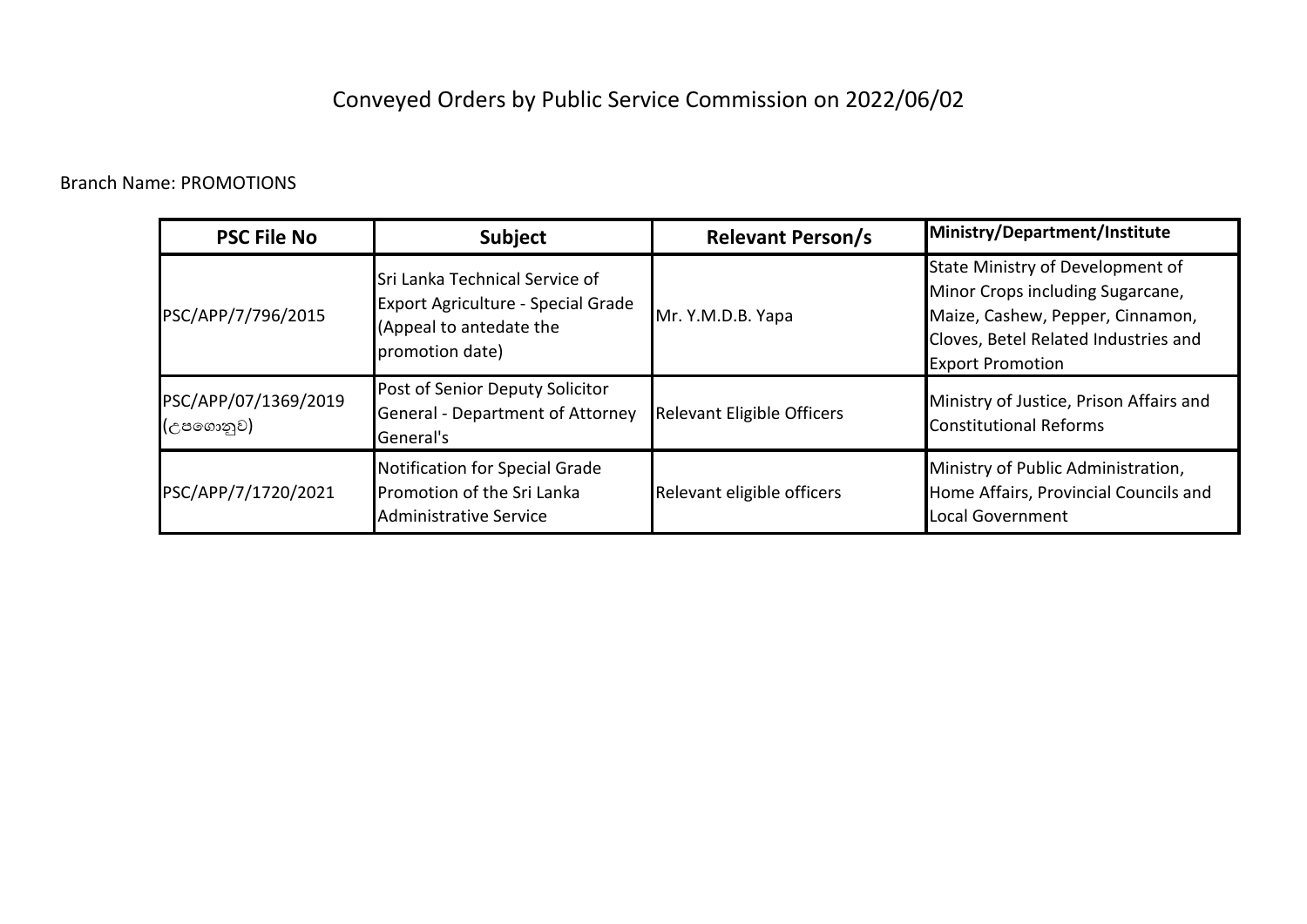# Conveyed Orders by Public Service Commission on 2022/06/02

Branch Name: PROMOTIONS

| PSC File No | Subject | Relevant Person/s | Ministry/Department/Institute |
|---|---|---|---|
| PSC/APP/7/796/2015 | Sri Lanka Technical Service of Export Agriculture - Special Grade (Appeal to antedate the promotion date) | Mr. Y.M.D.B. Yapa | State Ministry of Development of Minor Crops including Sugarcane, Maize, Cashew, Pepper, Cinnamon, Cloves, Betel Related Industries and Export Promotion |
| PSC/APP/07/1369/2019 (උපගොනුව) | Post of Senior Deputy Solicitor General - Department of Attorney General's | Relevant Eligible Officers | Ministry of Justice, Prison Affairs and Constitutional Reforms |
| PSC/APP/7/1720/2021 | Notification for Special Grade Promotion of the Sri Lanka Administrative Service | Relevant eligible officers | Ministry of Public Administration, Home Affairs, Provincial Councils and Local Government |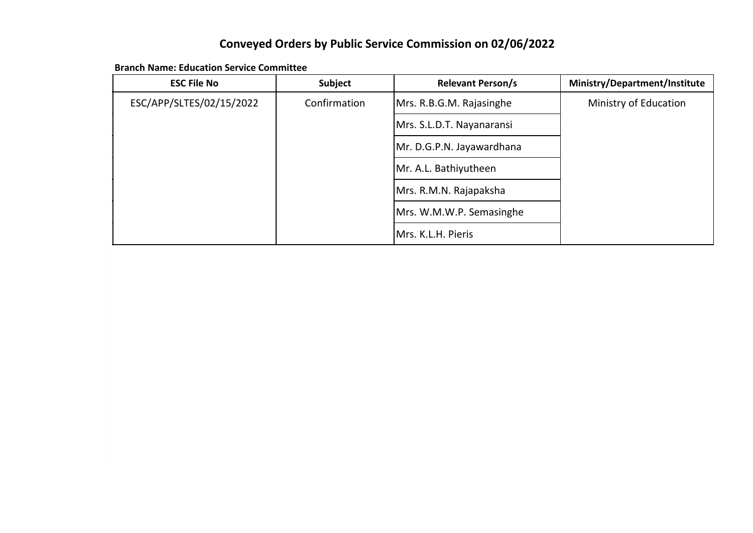# Conveyed Orders by Public Service Commission on 02/06/2022

**Branch Name: Education Service Committee**

| ESC File No | Subject | Relevant Person/s | Ministry/Department/Institute |
|---|---|---|---|
| ESC/APP/SLTES/02/15/2022 | Confirmation | Mrs. R.B.G.M. Rajasinghe | Ministry of Education |
| | | Mrs. S.L.D.T. Nayanaransi | |
| | | Mr. D.G.P.N. Jayawardhana | |
| | | Mr. A.L. Bathiyutheen | |
| | | Mrs. R.M.N. Rajapaksha | |
| | | Mrs. W.M.W.P. Semasinghe | |
| | | Mrs. K.L.H. Pieris | |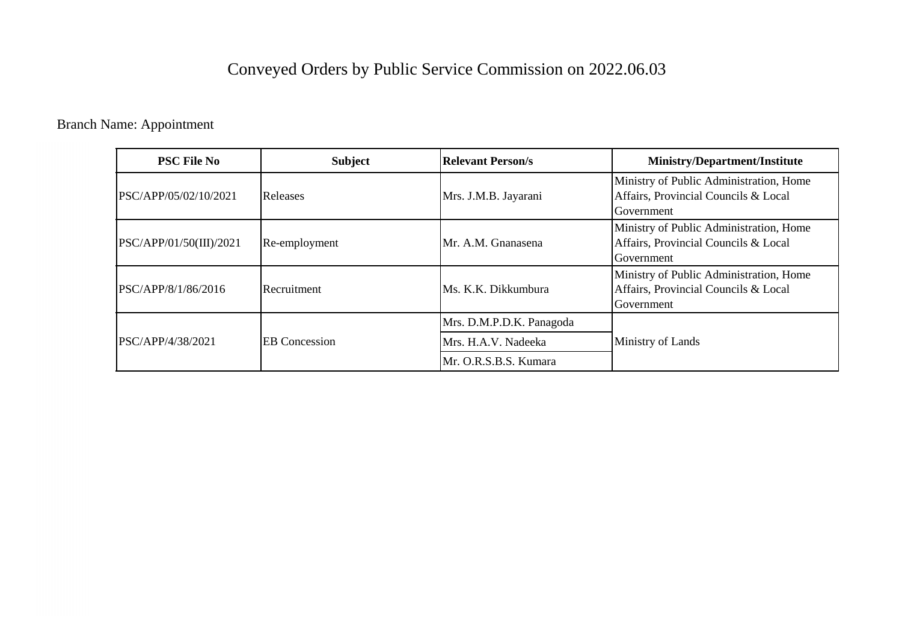# Conveyed Orders by Public Service Commission on 2022.06.03

Branch Name: Appointment

| PSC File No | Subject | Relevant Person/s | Ministry/Department/Institute |
|---|---|---|---|
| PSC/APP/05/02/10/2021 | Releases | Mrs. J.M.B. Jayarani | Ministry of Public Administration, Home Affairs, Provincial Councils & Local Government |
| PSC/APP/01/50(III)/2021 | Re-employment | Mr. A.M. Gnanasena | Ministry of Public Administration, Home Affairs, Provincial Councils & Local Government |
| PSC/APP/8/1/86/2016 | Recruitment | Ms. K.K. Dikkumbura | Ministry of Public Administration, Home Affairs, Provincial Councils & Local Government |
| PSC/APP/4/38/2021 | EB Concession | Mrs. D.M.P.D.K. Panagoda | Ministry of Lands |
| | | Mrs. H.A.V. Nadeeka | |
| | | Mr. O.R.S.B.S. Kumara | |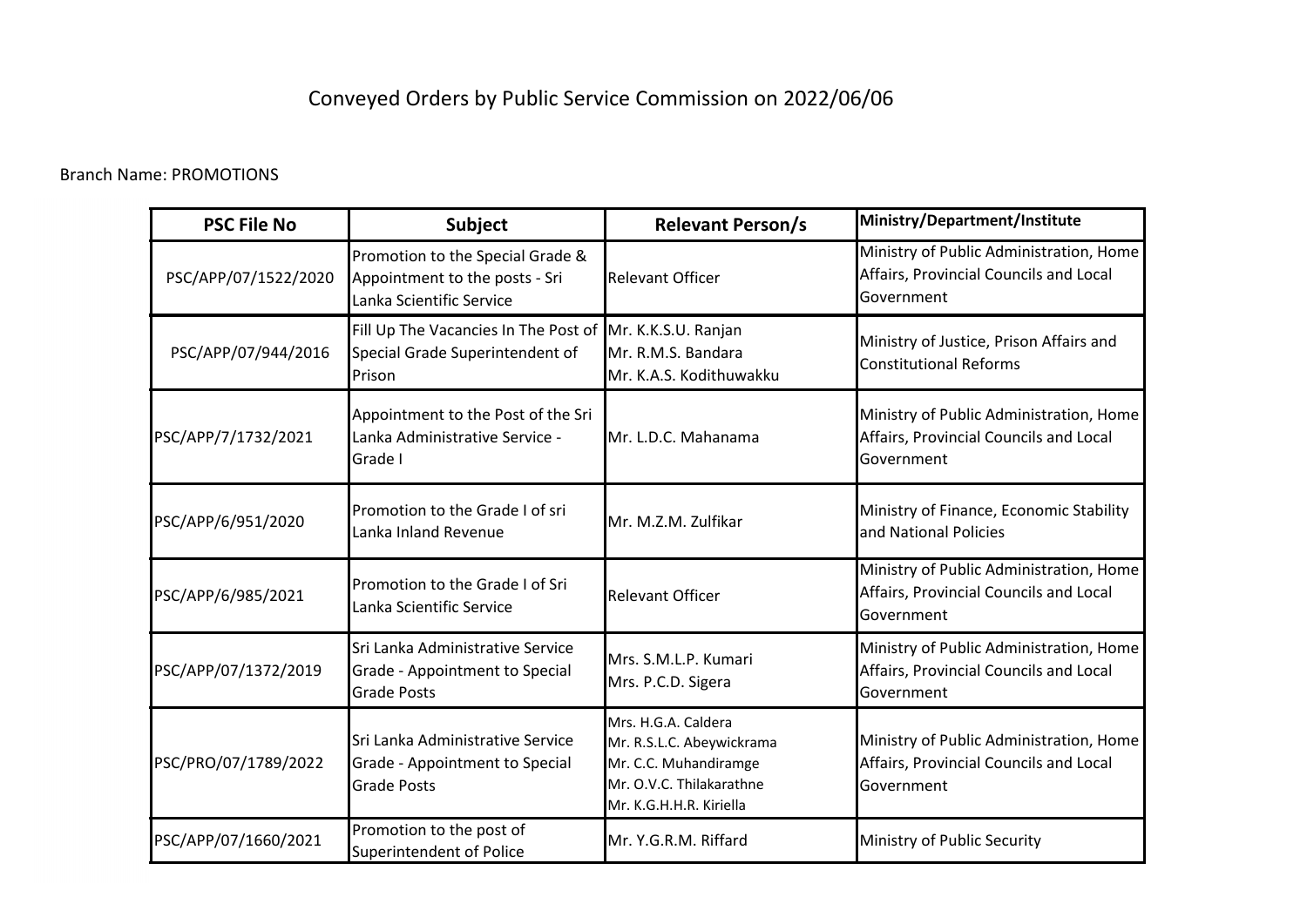# Conveyed Orders by Public Service Commission on 2022/06/06

Branch Name: PROMOTIONS

| PSC File No | Subject | Relevant Person/s | Ministry/Department/Institute |
|---|---|---|---|
| PSC/APP/07/1522/2020 | Promotion to the Special Grade & Appointment to the posts - Sri Lanka Scientific Service | Relevant Officer | Ministry of Public Administration, Home Affairs, Provincial Councils and Local Government |
| PSC/APP/07/944/2016 | Fill Up The Vacancies In The Post of Special Grade Superintendent of Prison | Mr. K.K.S.U. Ranjan<br>Mr. R.M.S. Bandara<br>Mr. K.A.S. Kodithuwakku | Ministry of Justice, Prison Affairs and Constitutional Reforms |
| PSC/APP/7/1732/2021 | Appointment to the Post of the Sri Lanka Administrative Service - Grade I | Mr. L.D.C. Mahanama | Ministry of Public Administration, Home Affairs, Provincial Councils and Local Government |
| PSC/APP/6/951/2020 | Promotion to the Grade I of sri Lanka Inland Revenue | Mr. M.Z.M. Zulfikar | Ministry of Finance, Economic Stability and National Policies |
| PSC/APP/6/985/2021 | Promotion to the Grade I of Sri Lanka Scientific Service | Relevant Officer | Ministry of Public Administration, Home Affairs, Provincial Councils and Local Government |
| PSC/APP/07/1372/2019 | Sri Lanka Administrative Service Grade - Appointment to Special Grade Posts | Mrs. S.M.L.P. Kumari<br>Mrs. P.C.D. Sigera | Ministry of Public Administration, Home Affairs, Provincial Councils and Local Government |
| PSC/PRO/07/1789/2022 | Sri Lanka Administrative Service Grade - Appointment to Special Grade Posts | Mrs. H.G.A. Caldera<br>Mr. R.S.L.C. Abeywickrama<br>Mr. C.C. Muhandiramge<br>Mr. O.V.C. Thilakarathne<br>Mr. K.G.H.H.R. Kiriella | Ministry of Public Administration, Home Affairs, Provincial Councils and Local Government |
| PSC/APP/07/1660/2021 | Promotion to the post of Superintendent of Police | Mr. Y.G.R.M. Riffard | Ministry of Public Security |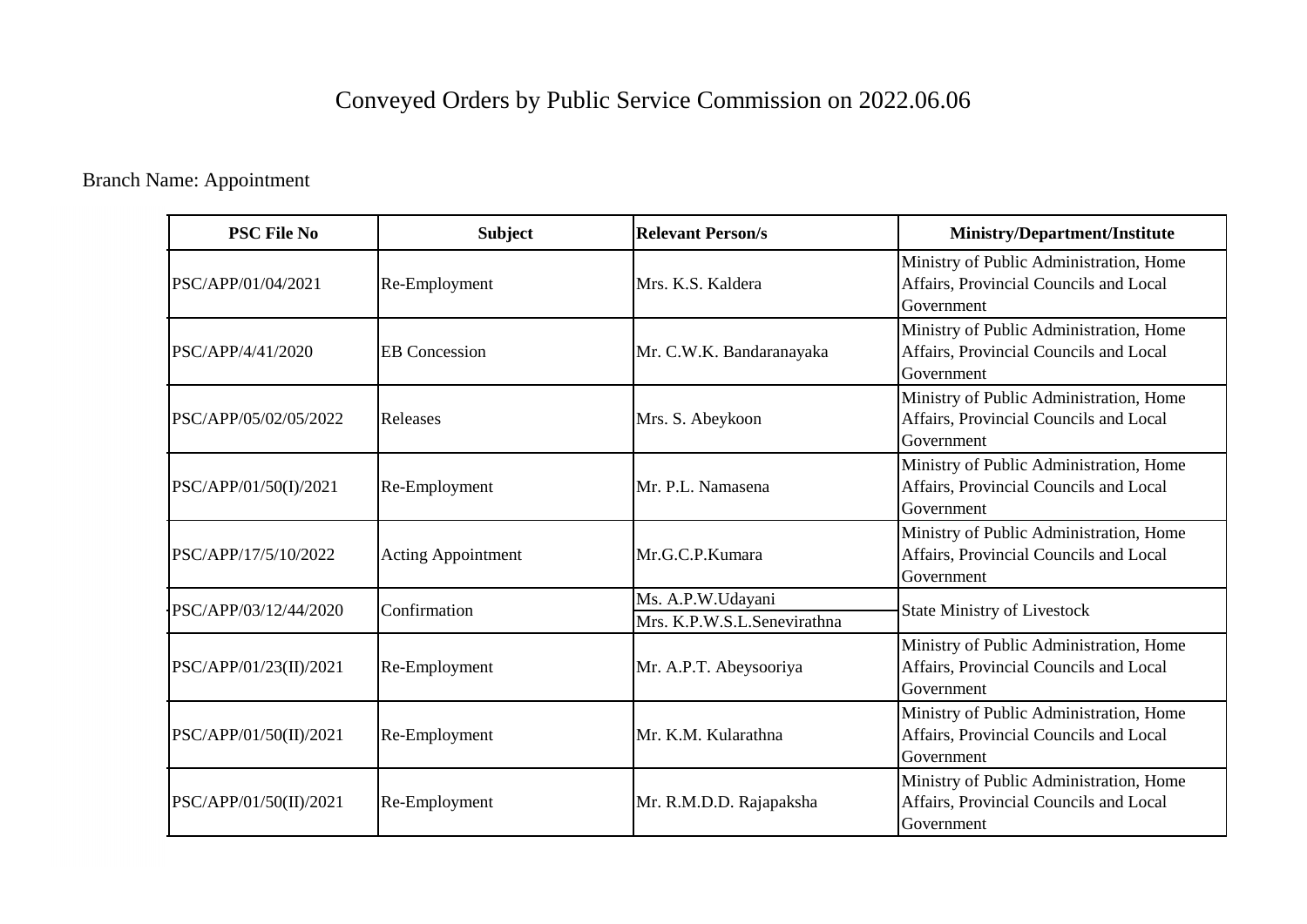# Conveyed Orders by Public Service Commission on 2022.06.06

Branch Name: Appointment

| PSC File No | Subject | Relevant Person/s | Ministry/Department/Institute |
|---|---|---|---|
| PSC/APP/01/04/2021 | Re-Employment | Mrs. K.S. Kaldera | Ministry of Public Administration, Home Affairs, Provincial Councils and Local Government |
| PSC/APP/4/41/2020 | EB Concession | Mr. C.W.K. Bandaranayaka | Ministry of Public Administration, Home Affairs, Provincial Councils and Local Government |
| PSC/APP/05/02/05/2022 | Releases | Mrs. S. Abeykoon | Ministry of Public Administration, Home Affairs, Provincial Councils and Local Government |
| PSC/APP/01/50(I)/2021 | Re-Employment | Mr. P.L. Namasena | Ministry of Public Administration, Home Affairs, Provincial Councils and Local Government |
| PSC/APP/17/5/10/2022 | Acting Appointment | Mr.G.C.P.Kumara | Ministry of Public Administration, Home Affairs, Provincial Councils and Local Government |
| PSC/APP/03/12/44/2020 | Confirmation | Ms. A.P.W.Udayani<br>Mrs. K.P.W.S.L.Senevirathna | State Ministry of Livestock |
| PSC/APP/01/23(II)/2021 | Re-Employment | Mr. A.P.T. Abeysooriya | Ministry of Public Administration, Home Affairs, Provincial Councils and Local Government |
| PSC/APP/01/50(II)/2021 | Re-Employment | Mr. K.M. Kularathna | Ministry of Public Administration, Home Affairs, Provincial Councils and Local Government |
| PSC/APP/01/50(II)/2021 | Re-Employment | Mr. R.M.D.D. Rajapaksha | Ministry of Public Administration, Home Affairs, Provincial Councils and Local Government |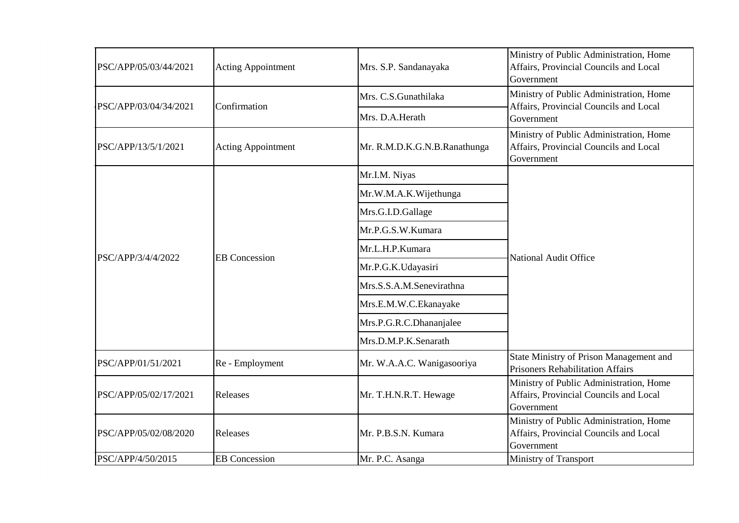| PSC/APP/05/03/44/2021 | Acting Appointment | Mrs. S.P. Sandanayaka | Ministry of Public Administration, Home Affairs, Provincial Councils and Local Government |
|---|---|---|---|
| PSC/APP/03/04/34/2021 | Confirmation | Mrs. C.S.Gunathilaka | Ministry of Public Administration, Home Affairs, Provincial Councils and Local Government |
| | | Mrs. D.A.Herath | |
| PSC/APP/13/5/1/2021 | Acting Appointment | Mr. R.M.D.K.G.N.B.Ranathunga | Ministry of Public Administration, Home Affairs, Provincial Councils and Local Government |
| PSC/APP/3/4/4/2022 | EB Concession | Mr.I.M. Niyas | National Audit Office |
| | | Mr.W.M.A.K.Wijethunga | |
| | | Mrs.G.I.D.Gallage | |
| | | Mr.P.G.S.W.Kumara | |
| | | Mr.L.H.P.Kumara | |
| | | Mr.P.G.K.Udayasiri | |
| | | Mrs.S.S.A.M.Senevirathna | |
| | | Mrs.E.M.W.C.Ekanayake | |
| | | Mrs.P.G.R.C.Dhananjalee | |
| | | Mrs.D.M.P.K.Senarath | |
| PSC/APP/01/51/2021 | Re - Employment | Mr. W.A.A.C. Wanigasooriya | State Ministry of Prison Management and Prisoners Rehabilitation Affairs |
| PSC/APP/05/02/17/2021 | Releases | Mr. T.H.N.R.T. Hewage | Ministry of Public Administration, Home Affairs, Provincial Councils and Local Government |
| PSC/APP/05/02/08/2020 | Releases | Mr. P.B.S.N. Kumara | Ministry of Public Administration, Home Affairs, Provincial Councils and Local Government |
| PSC/APP/4/50/2015 | EB Concession | Mr. P.C. Asanga | Ministry of Transport |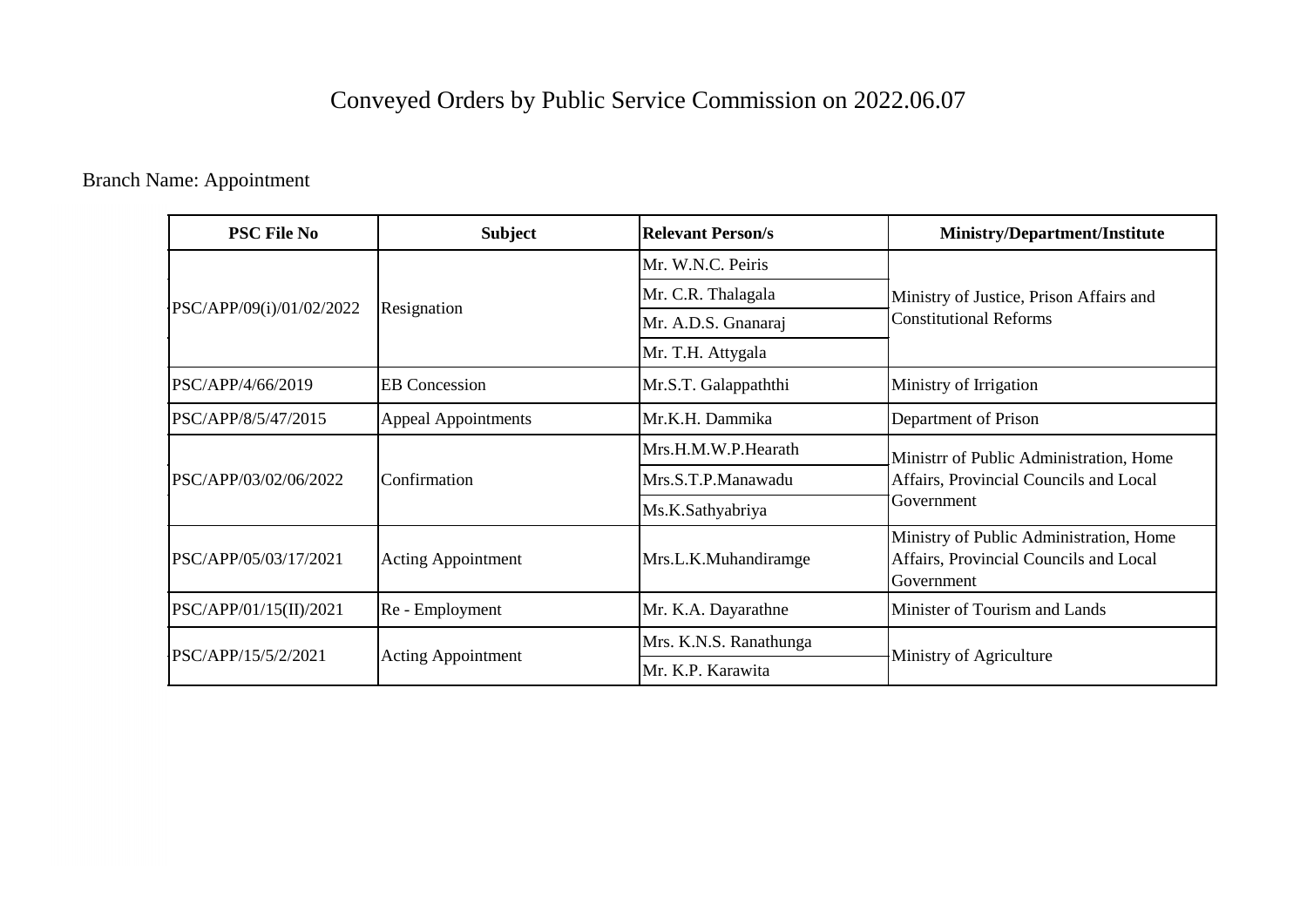# Conveyed Orders by Public Service Commission on 2022.06.07

Branch Name: Appointment

| PSC File No | Subject | Relevant Person/s | Ministry/Department/Institute |
|---|---|---|---|
| PSC/APP/09(i)/01/02/2022 | Resignation | Mr. W.N.C. Peiris | Ministry of Justice, Prison Affairs and Constitutional Reforms |
| | | Mr. C.R. Thalagala | |
| | | Mr. A.D.S. Gnanaraj | |
| | | Mr. T.H. Attygala | |
| PSC/APP/4/66/2019 | EB Concession | Mr.S.T. Galappaththi | Ministry of Irrigation |
| PSC/APP/8/5/47/2015 | Appeal Appointments | Mr.K.H. Dammika | Department of Prison |
| PSC/APP/03/02/06/2022 | Confirmation | Mrs.H.M.W.P.Hearath | Ministrr of Public Administration, Home Affairs, Provincial Councils and Local Government |
| | | Mrs.S.T.P.Manawadu | |
| | | Ms.K.Sathyabriya | |
| PSC/APP/05/03/17/2021 | Acting Appointment | Mrs.L.K.Muhandiramge | Ministry of Public Administration, Home Affairs, Provincial Councils and Local Government |
| PSC/APP/01/15(II)/2021 | Re - Employment | Mr. K.A. Dayarathne | Minister of Tourism and Lands |
| PSC/APP/15/5/2/2021 | Acting Appointment | Mrs. K.N.S. Ranathunga | Ministry of Agriculture |
| | | Mr. K.P. Karawita | |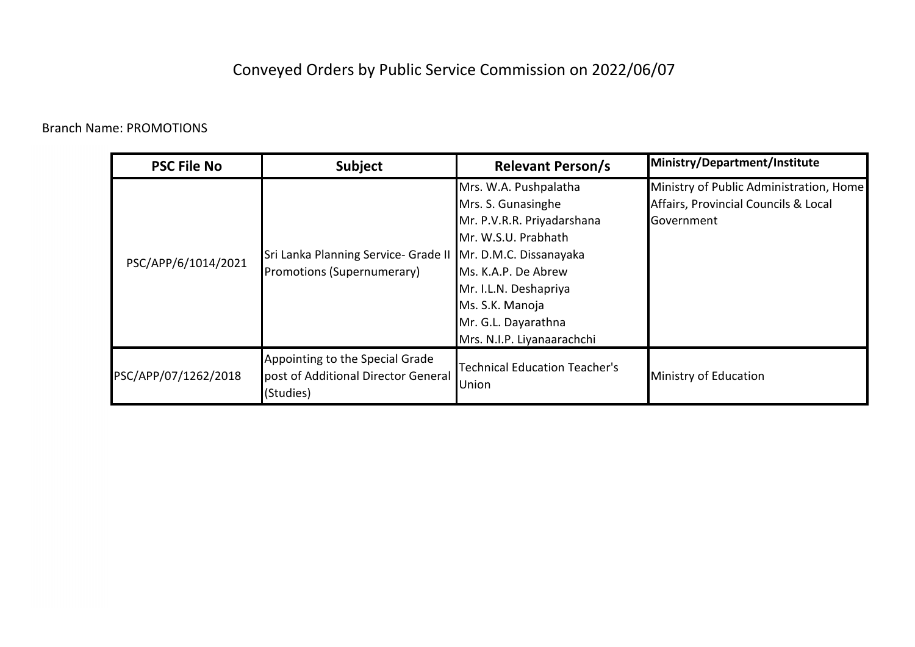# Conveyed Orders by Public Service Commission on 2022/06/07

Branch Name: PROMOTIONS

| PSC File No | Subject | Relevant Person/s | Ministry/Department/Institute |
|---|---|---|---|
| PSC/APP/6/1014/2021 | Sri Lanka Planning Service- Grade II Promotions (Supernumerary) | Mrs. W.A. Pushpalatha<br>Mrs. S. Gunasinghe<br>Mr. P.V.R.R. Priyadarshana<br>Mr. W.S.U. Prabhath<br>Mr. D.M.C. Dissanayaka<br>Ms. K.A.P. De Abrew<br>Mr. I.L.N. Deshapriya<br>Ms. S.K. Manoja<br>Mr. G.L. Dayarathna<br>Mrs. N.I.P. Liyanaarachchi | Ministry of Public Administration, Home Affairs, Provincial Councils & Local Government |
| PSC/APP/07/1262/2018 | Appointing to the Special Grade post of Additional Director General (Studies) | Technical Education Teacher's Union | Ministry of Education |